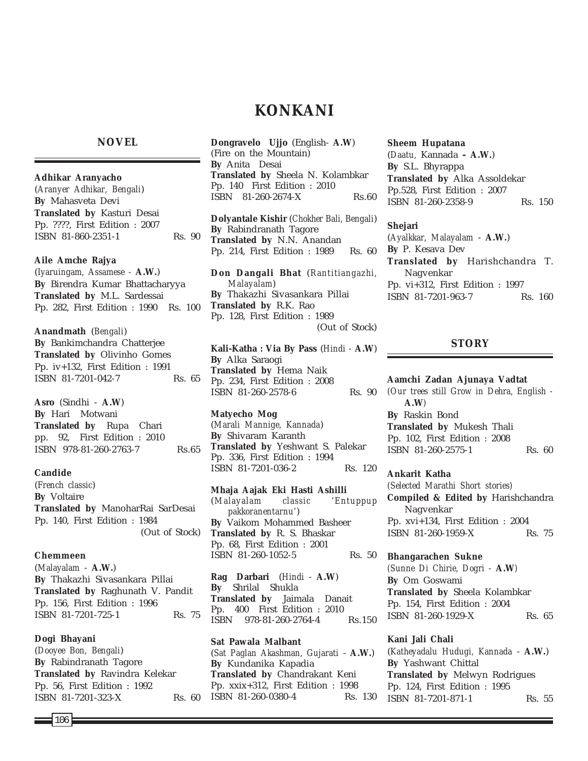# KONKANI

## NOVEL

**Adhikar Aranyacho**
(*Aranyer Adhikar, Bengali*)
**By** Mahasveta Devi
**Translated by** Kasturi Desai
Pp. ????, First Edition : 2007
ISBN 81-860-2351-1 Rs. 90

**Aile Amche Rajya**
(*Iyaruingam, Assamese* - **A.W.**)
**By** Birendra Kumar Bhattacharyya
**Translated by** M.L. Sardessai
Pp. 282, First Edition : 1990 Rs. 100

**Anandmath** (*Bengali*)
**By** Bankimchandra Chatterjee
**Translated by** Olivinho Gomes
Pp. iv+132, First Edition : 1991
ISBN 81-7201-042-7 Rs. 65

**Asro** (Sindhi - **A.W**)
**By** Hari Motwani
**Translated by** Rupa Chari
pp. 92, First Edition : 2010
ISBN 978-81-260-2763-7 Rs.65

**Candide**
(*French classic*)
**By** Voltaire
**Translated by** ManoharRai SarDesai
Pp. 140, First Edition : 1984
(Out of Stock)

**Chemmeen**
(*Malayalam* - **A.W.**)
**By** Thakazhi Sivasankara Pillai
**Translated by** Raghunath V. Pandit
Pp. 156, First Edition : 1996
ISBN 81-7201-725-1 Rs. 75

**Dogi Bhayani**
(*Dooyee Bon, Bengali*)
**By** Rabindranath Tagore
**Translated by** Ravindra Kelekar
Pp. 56, First Edition : 1992
ISBN 81-7201-323-X Rs. 60

**Dongravelo Ujjo** (English- **A.W**)
(Fire on the Mountain)
**By** Anita Desai
**Translated by** Sheela N. Kolambkar
Pp. 140 First Edition : 2010
ISBN 81-260-2674-X Rs.60

**Dolyantale Kishir** (*Chokher Bali, Bengali*)
**By** Rabindranath Tagore
**Translated by** N.N. Anandan
Pp. 214, First Edition : 1989 Rs. 60

**Don Dangali Bhat** (*Rantitiangazhi, Malayalam*)
**By** Thakazhi Sivasankara Pillai
**Translated by** R.K. Rao
Pp. 128, First Edition : 1989
(Out of Stock)

**Kali-Katha : Via By Pass** (*Hindi* - **A.W**)
**By** Alka Saraogi
**Translated by** Hema Naik
Pp. 234, First Edition : 2008
ISBN 81-260-2578-6 Rs. 90

**Matyecho Mog**
(*Marali Mannige, Kannada*)
**By** Shivaram Karanth
**Translated by** Yeshwant S. Palekar
Pp. 336, First Edition : 1994
ISBN 81-7201-036-2 Rs. 120

**Mhaja Aajak Eki Hasti Ashilli**
(*Malayalam classic 'Entuppup pakkoranentarnu'*)
**By** Vaikom Mohammed Basheer
**Translated by** R. S. Bhaskar
Pp. 68, First Edition : 2001
ISBN 81-260-1052-5 Rs. 50

**Rag Darbari** (*Hindi* - **A.W**)
**By** Shrilal Shukla
**Translated by** Jaimala Danait
Pp. 400 First Edition : 2010
ISBN 978-81-260-2764-4 Rs.150

**Sat Pawala Malbant**
(*Sat Paglan Akashman, Gujarati* - **A.W.**)
**By** Kundanika Kapadia
**Translated by** Chandrakant Keni
Pp. xxix+312, First Edition : 1998
ISBN 81-260-0380-4 Rs. 130

**Sheem Hupatana**
(*Daatu,* Kannada **– A.W.**)
**By** S.L. Bhyrappa
**Translated by** Alka Assoldekar
Pp.528, First Edition : 2007
ISBN 81-260-2358-9 Rs. 150

**Shejari**
(*Ayalkkar, Malayalam* - **A.W.**)
**By** P. Kesava Dev
**Translated by** Harishchandra T. Nagvenkar
Pp. vi+312, First Edition : 1997
ISBN 81-7201-963-7 Rs. 160

## STORY

**Aamchi Zadan Ajunaya Vadtat**
(*Our trees still Grow in Dehra, English* - **A.W**)
**By** Raskin Bond
**Translated by** Mukesh Thali
Pp. 102, First Edition : 2008
ISBN 81-260-2575-1 Rs. 60

**Ankarit Katha**
(*Selected Marathi Short stories*)
**Compiled & Edited by** Harishchandra Nagvenkar
Pp. xvi+134, First Edition : 2004
ISBN 81-260-1959-X Rs. 75

**Bhangarachen Sukne**
(*Sunne Di Chirie, Dogri* - **A.W**)
**By** Om Goswami
**Translated by** Sheela Kolambkar
Pp. 154, First Edition : 2004
ISBN 81-260-1929-X Rs. 65

**Kani Jali Chali**
(*Katheyadalu Hudugi, Kannada* - **A.W.**)
**By** Yashwant Chittal
**Translated by** Melwyn Rodrigues
Pp. 124, First Edition : 1995
ISBN 81-7201-871-1 Rs. 55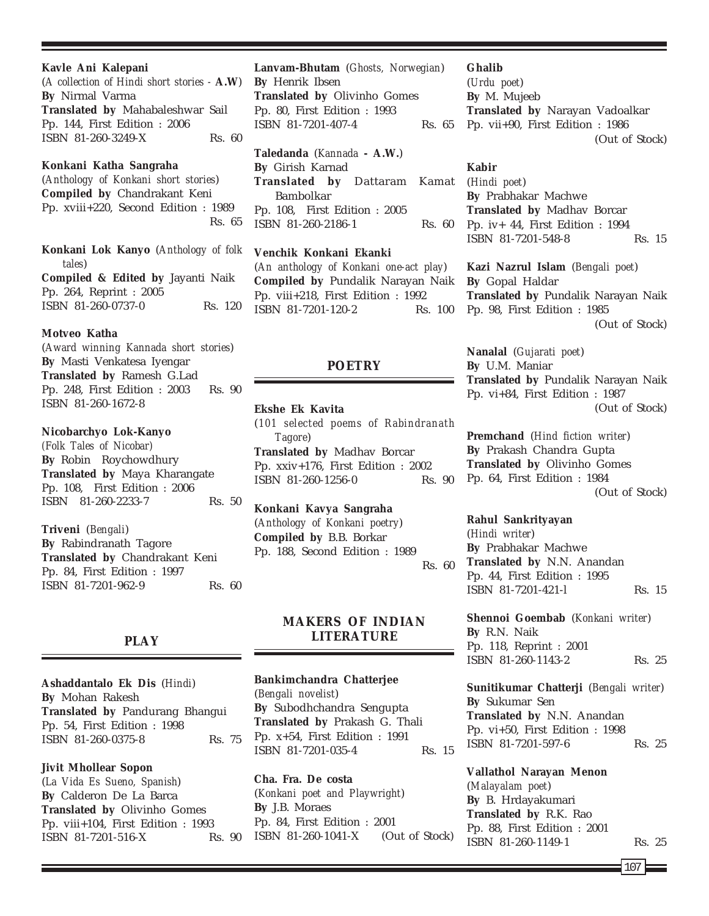**Kavle Ani Kalepani**
(*A collection of Hindi short stories* - **A.W**)
**By** Nirmal Varma
**Translated by** Mahabaleshwar Sail
Pp. 144, First Edition : 2006
ISBN 81-260-3249-X Rs. 60

**Konkani Katha Sangraha**
(*Anthology of Konkani short stories*)
**Compiled by** Chandrakant Keni
Pp. xviii+220, Second Edition : 1989
Rs. 65

**Konkani Lok Kanyo** (*Anthology of folk tales*)
**Compiled & Edited by** Jayanti Naik
Pp. 264, Reprint : 2005
ISBN 81-260-0737-0 Rs. 120

**Motveo Katha**
(*Award winning Kannada short stories*)
**By** Masti Venkatesa Iyengar
**Translated by** Ramesh G.Lad
Pp. 248, First Edition : 2003 Rs. 90
ISBN 81-260-1672-8

**Nicobarchyo Lok-Kanyo**
(*Folk Tales of Nicobar*)
**By** Robin Roychowdhury
**Translated by** Maya Kharangate
Pp. 108, First Edition : 2006
ISBN 81-260-2233-7 Rs. 50

**Triveni** (*Bengali*)
**By** Rabindranath Tagore
**Translated by** Chandrakant Keni
Pp. 84, First Edition : 1997
ISBN 81-7201-962-9 Rs. 60

## PLAY

**Ashaddantalo Ek Dis** (*Hindi*)
**By** Mohan Rakesh
**Translated by** Pandurang Bhangui
Pp. 54, First Edition : 1998
ISBN 81-260-0375-8 Rs. 75

**Jivit Mhollear Sopon**
(*La Vida Es Sueno, Spanish*)
**By** Calderon De La Barca
**Translated by** Olivinho Gomes
Pp. viii+104, First Edition : 1993
ISBN 81-7201-516-X Rs. 90

**Lanvam-Bhutam** (*Ghosts, Norwegian*)
**By** Henrik Ibsen
**Translated by** Olivinho Gomes
Pp. 80, First Edition : 1993
ISBN 81-7201-407-4 Rs. 65

**Taledanda** (*Kannada* **- A.W.**)
**By** Girish Karnad
**Translated by** Dattaram Kamat Bambolkar
Pp. 108, First Edition : 2005
ISBN 81-260-2186-1 Rs. 60

**Venchik Konkani Ekanki**
(*An anthology of Konkani one-act play*)
**Compiled by** Pundalik Narayan Naik
Pp. viii+218, First Edition : 1992
ISBN 81-7201-120-2 Rs. 100

## POETRY

**Ekshe Ek Kavita**
(*101 selected poems of Rabindranath Tagore*)
**Translated by** Madhav Borcar
Pp. xxiv+176, First Edition : 2002
ISBN 81-260-1256-0 Rs. 90

**Konkani Kavya Sangraha**
(*Anthology of Konkani poetry*)
**Compiled by** B.B. Borkar
Pp. 188, Second Edition : 1989
Rs. 60

## MAKERS OF INDIAN LITERATURE

**Bankimchandra Chatterjee**
(*Bengali novelist*)
**By** Subodhchandra Sengupta
**Translated by** Prakash G. Thali
Pp. x+54, First Edition : 1991
ISBN 81-7201-035-4 Rs. 15

**Cha. Fra. De costa**
(*Konkani poet and Playwright*)
**By** J.B. Moraes
Pp. 84, First Edition : 2001
ISBN 81-260-1041-X (Out of Stock)

**Ghalib**
(*Urdu poet*)
**By** M. Mujeeb
**Translated by** Narayan Vadoalkar
Pp. vii+90, First Edition : 1986
(Out of Stock)

**Kabir**
(*Hindi poet*)
**By** Prabhakar Machwe
**Translated by** Madhav Borcar
Pp. iv+ 44, First Edition : 1994
ISBN 81-7201-548-8 Rs. 15

**Kazi Nazrul Islam** (*Bengali poet*)
**By** Gopal Haldar
**Translated by** Pundalik Narayan Naik
Pp. 98, First Edition : 1985
(Out of Stock)

**Nanalal** (*Gujarati poet*)
**By** U.M. Maniar
**Translated by** Pundalik Narayan Naik
Pp. vi+84, First Edition : 1987
(Out of Stock)

**Premchand** (*Hind fiction writer*)
**By** Prakash Chandra Gupta
**Translated by** Olivinho Gomes
Pp. 64, First Edition : 1984
(Out of Stock)

**Rahul Sankrityayan**
(*Hindi writer*)
**By** Prabhakar Machwe
**Translated by** N.N. Anandan
Pp. 44, First Edition : 1995
ISBN 81-7201-421-l Rs. 15

**Shennoi Goembab** (*Konkani writer*)
**By** R.N. Naik
Pp. 118, Reprint : 2001
ISBN 81-260-1143-2 Rs. 25

**Sunitikumar Chatterji** (*Bengali writer*)
**By** Sukumar Sen
**Translated by** N.N. Anandan
Pp. vi+50, First Edition : 1998
ISBN 81-7201-597-6 Rs. 25

**Vallathol Narayan Menon**
(*Malayalam poet*)
**By** B. Hrdayakumari
**Translated by** R.K. Rao
Pp. 88, First Edition : 2001
ISBN 81-260-1149-1 Rs. 25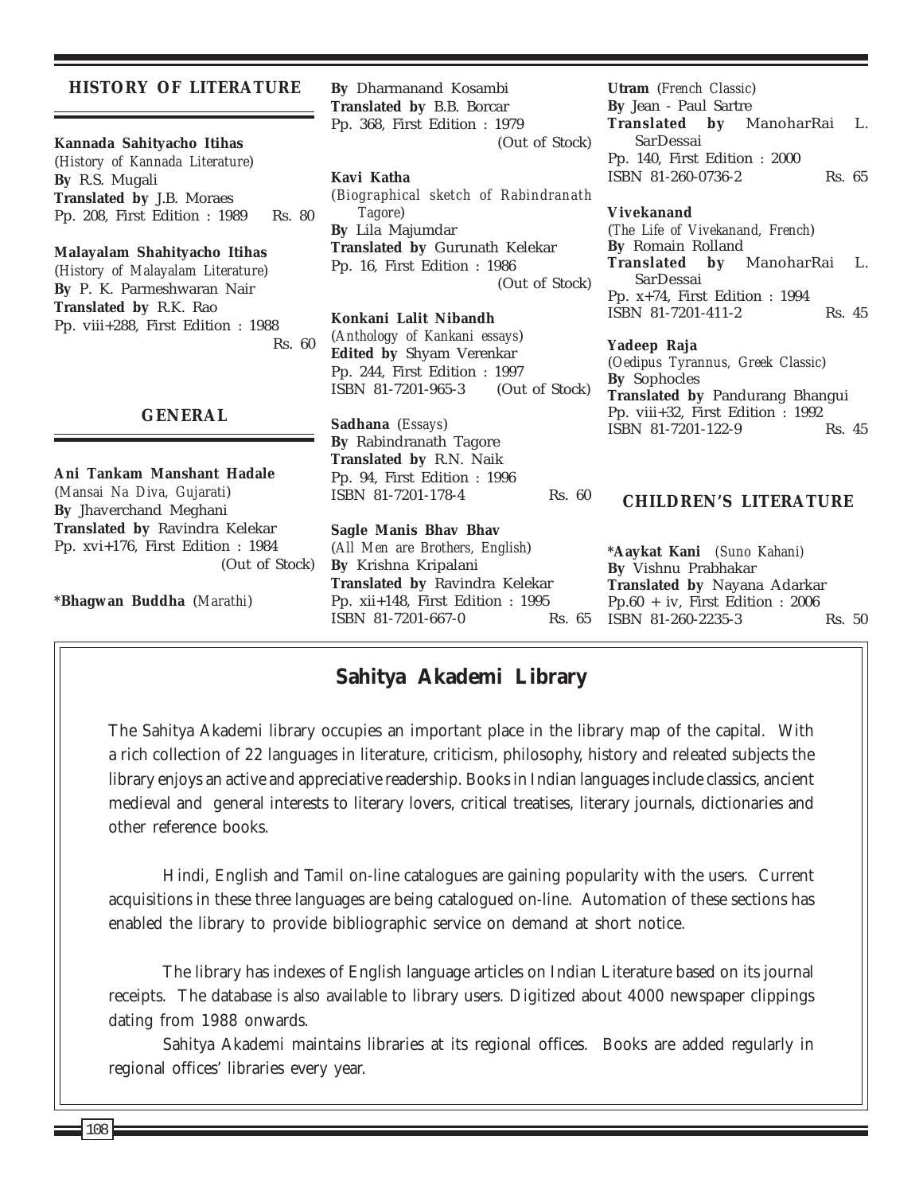## HISTORY OF LITERATURE

**Kannada Sahityacho Itihas**
(*History of Kannada Literature*)
**By** R.S. Mugali
**Translated by** J.B. Moraes
Pp. 208, First Edition : 1989 Rs. 80

**Malayalam Shahityacho Itihas**
(*History of Malayalam Literature*)
**By** P. K. Parmeshwaran Nair
**Translated by** R.K. Rao
Pp. viii+288, First Edition : 1988
Rs. 60

## GENERAL

**Ani Tankam Manshant Hadale**
(*Mansai Na Diva, Gujarati*)
**By** Jhaverchand Meghani
**Translated by** Ravindra Kelekar
Pp. xvi+176, First Edition : 1984
(Out of Stock)

***Bhagwan Buddha** (*Marathi*)
**By** Dharmanand Kosambi
**Translated by** B.B. Borcar
Pp. 368, First Edition : 1979
(Out of Stock)

**Kavi Katha**
(*Biographical sketch of Rabindranath Tagore*)
**By** Lila Majumdar
**Translated by** Gurunath Kelekar
Pp. 16, First Edition : 1986
(Out of Stock)

**Konkani Lalit Nibandh**
(*Anthology of Kankani essays*)
**Edited by** Shyam Verenkar
Pp. 244, First Edition : 1997
ISBN 81-7201-965-3 (Out of Stock)

**Sadhana** (*Essays*)
**By** Rabindranath Tagore
**Translated by** R.N. Naik
Pp. 94, First Edition : 1996
ISBN 81-7201-178-4 Rs. 60

**Sagle Manis Bhav Bhav**
(*All Men are Brothers, English*)
**By** Krishna Kripalani
**Translated by** Ravindra Kelekar
Pp. xii+148, First Edition : 1995
ISBN 81-7201-667-0 Rs. 65

**Utram** (*French Classic*)
**By** Jean - Paul Sartre
**Translated by** ManoharRai L. SarDessai
Pp. 140, First Edition : 2000
ISBN 81-260-0736-2 Rs. 65

**Vivekanand**
(*The Life of Vivekanand, French*)
**By** Romain Rolland
**Translated by** ManoharRai L. SarDessai
Pp. x+74, First Edition : 1994
ISBN 81-7201-411-2 Rs. 45

**Yadeep Raja**
(*Oedipus Tyrannus, Greek Classic*)
**By** Sophocles
**Translated by** Pandurang Bhangui
Pp. viii+32, First Edition : 1992
ISBN 81-7201-122-9 Rs. 45

## CHILDREN'S LITERATURE

***Aaykat Kani** (*Suno Kahani*)
**By** Vishnu Prabhakar
**Translated by** Nayana Adarkar
Pp.60 + iv, First Edition : 2006
ISBN 81-260-2235-3 Rs. 50

## Sahitya Akademi Library

The Sahitya Akademi library occupies an important place in the library map of the capital. With a rich collection of 22 languages in literature, criticism, philosophy, history and releated subjects the library enjoys an active and appreciative readership. Books in Indian languages include classics, ancient medieval and general interests to literary lovers, critical treatises, literary journals, dictionaries and other reference books.

Hindi, English and Tamil on-line catalogues are gaining popularity with the users. Current acquisitions in these three languages are being catalogued on-line. Automation of these sections has enabled the library to provide bibliographic service on demand at short notice.

The library has indexes of English language articles on Indian Literature based on its journal receipts. The database is also available to library users. Digitized about 4000 newspaper clippings dating from 1988 onwards.

Sahitya Akademi maintains libraries at its regional offices. Books are added regularly in regional offices' libraries every year.